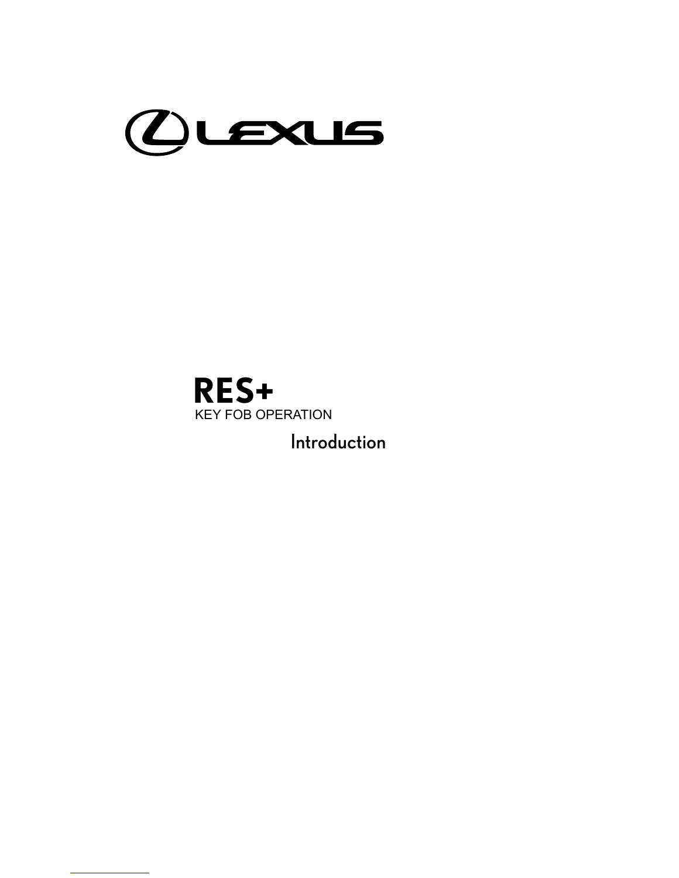# LEXUS

## RES+

KEY FOB OPERATION

Introduction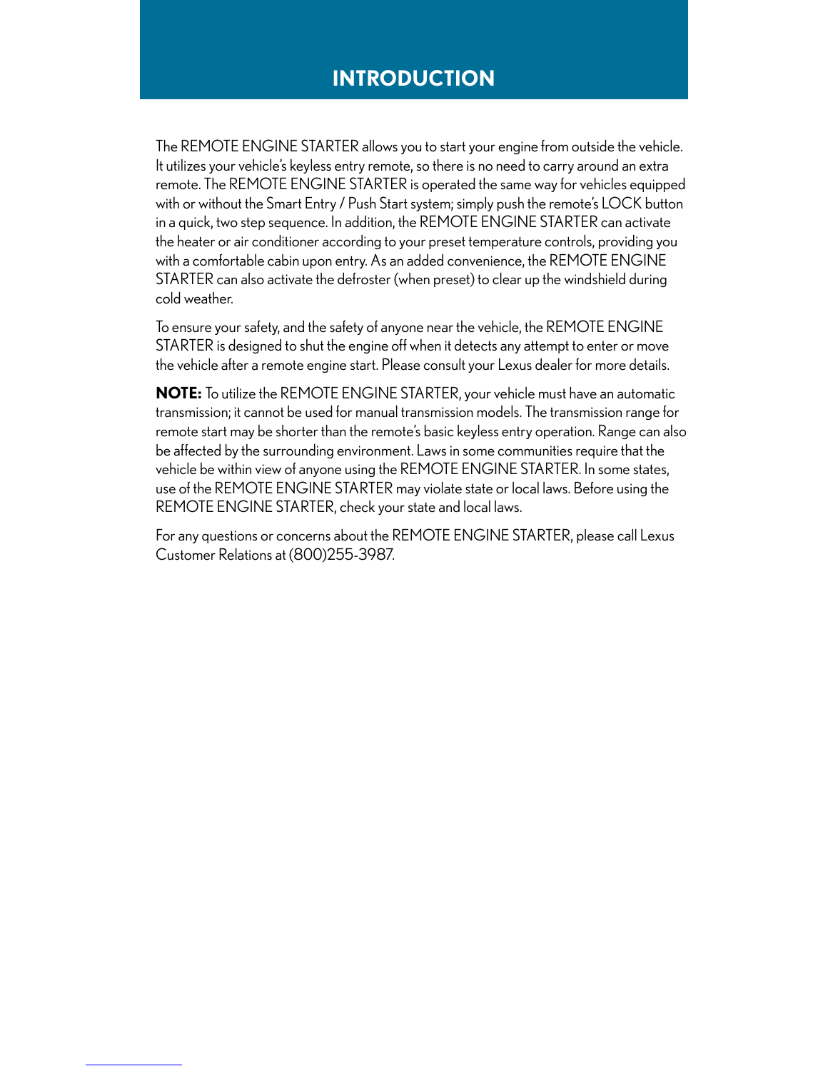# INTRODUCTION

The REMOTE ENGINE STARTER allows you to start your engine from outside the vehicle. It utilizes your vehicle's keyless entry remote, so there is no need to carry around an extra remote. The REMOTE ENGINE STARTER is operated the same way for vehicles equipped with or without the Smart Entry / Push Start system; simply push the remote's LOCK button in a quick, two step sequence. In addition, the REMOTE ENGINE STARTER can activate the heater or air conditioner according to your preset temperature controls, providing you with a comfortable cabin upon entry. As an added convenience, the REMOTE ENGINE STARTER can also activate the defroster (when preset) to clear up the windshield during cold weather.

To ensure your safety, and the safety of anyone near the vehicle, the REMOTE ENGINE STARTER is designed to shut the engine off when it detects any attempt to enter or move the vehicle after a remote engine start. Please consult your Lexus dealer for more details.

**NOTE:** To utilize the REMOTE ENGINE STARTER, your vehicle must have an automatic transmission; it cannot be used for manual transmission models. The transmission range for remote start may be shorter than the remote's basic keyless entry operation. Range can also be affected by the surrounding environment. Laws in some communities require that the vehicle be within view of anyone using the REMOTE ENGINE STARTER. In some states, use of the REMOTE ENGINE STARTER may violate state or local laws. Before using the REMOTE ENGINE STARTER, check your state and local laws.

For any questions or concerns about the REMOTE ENGINE STARTER, please call Lexus Customer Relations at (800)255-3987.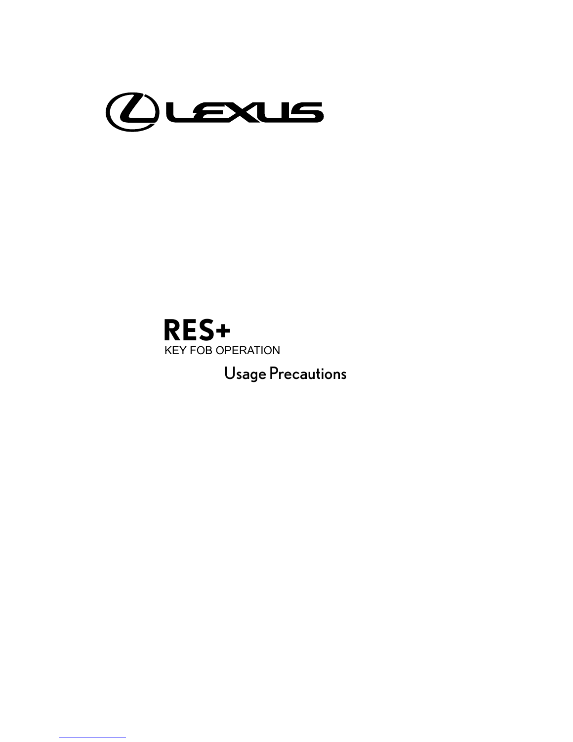# LEXUS

# RES+

KEY FOB OPERATION

## Usage Precautions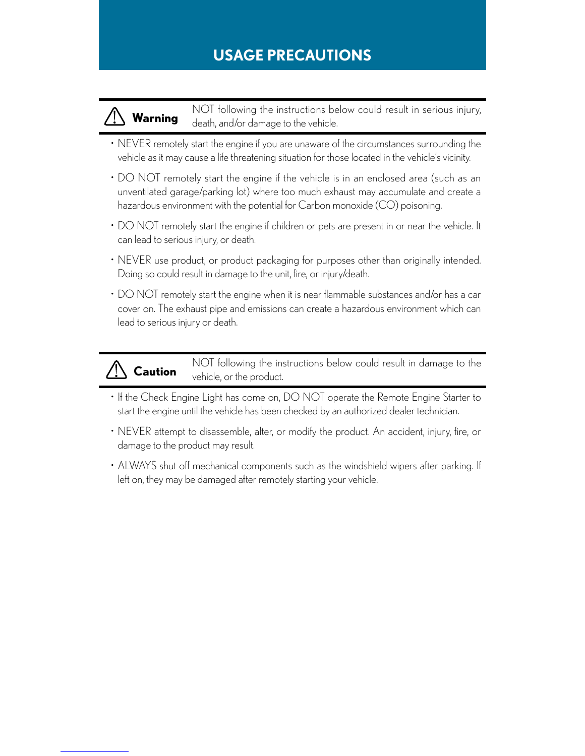# USAGE PRECAUTIONS

⚠ **Warning** NOT following the instructions below could result in serious injury, death, and/or damage to the vehicle.

- NEVER remotely start the engine if you are unaware of the circumstances surrounding the vehicle as it may cause a life threatening situation for those located in the vehicle's vicinity.
- DO NOT remotely start the engine if the vehicle is in an enclosed area (such as an unventilated garage/parking lot) where too much exhaust may accumulate and create a hazardous environment with the potential for Carbon monoxide (CO) poisoning.
- DO NOT remotely start the engine if children or pets are present in or near the vehicle. It can lead to serious injury, or death.
- NEVER use product, or product packaging for purposes other than originally intended. Doing so could result in damage to the unit, fire, or injury/death.
- DO NOT remotely start the engine when it is near flammable substances and/or has a car cover on. The exhaust pipe and emissions can create a hazardous environment which can lead to serious injury or death.

⚠ **Caution** NOT following the instructions below could result in damage to the vehicle, or the product.

- If the Check Engine Light has come on, DO NOT operate the Remote Engine Starter to start the engine until the vehicle has been checked by an authorized dealer technician.
- NEVER attempt to disassemble, alter, or modify the product. An accident, injury, fire, or damage to the product may result.
- ALWAYS shut off mechanical components such as the windshield wipers after parking. If left on, they may be damaged after remotely starting your vehicle.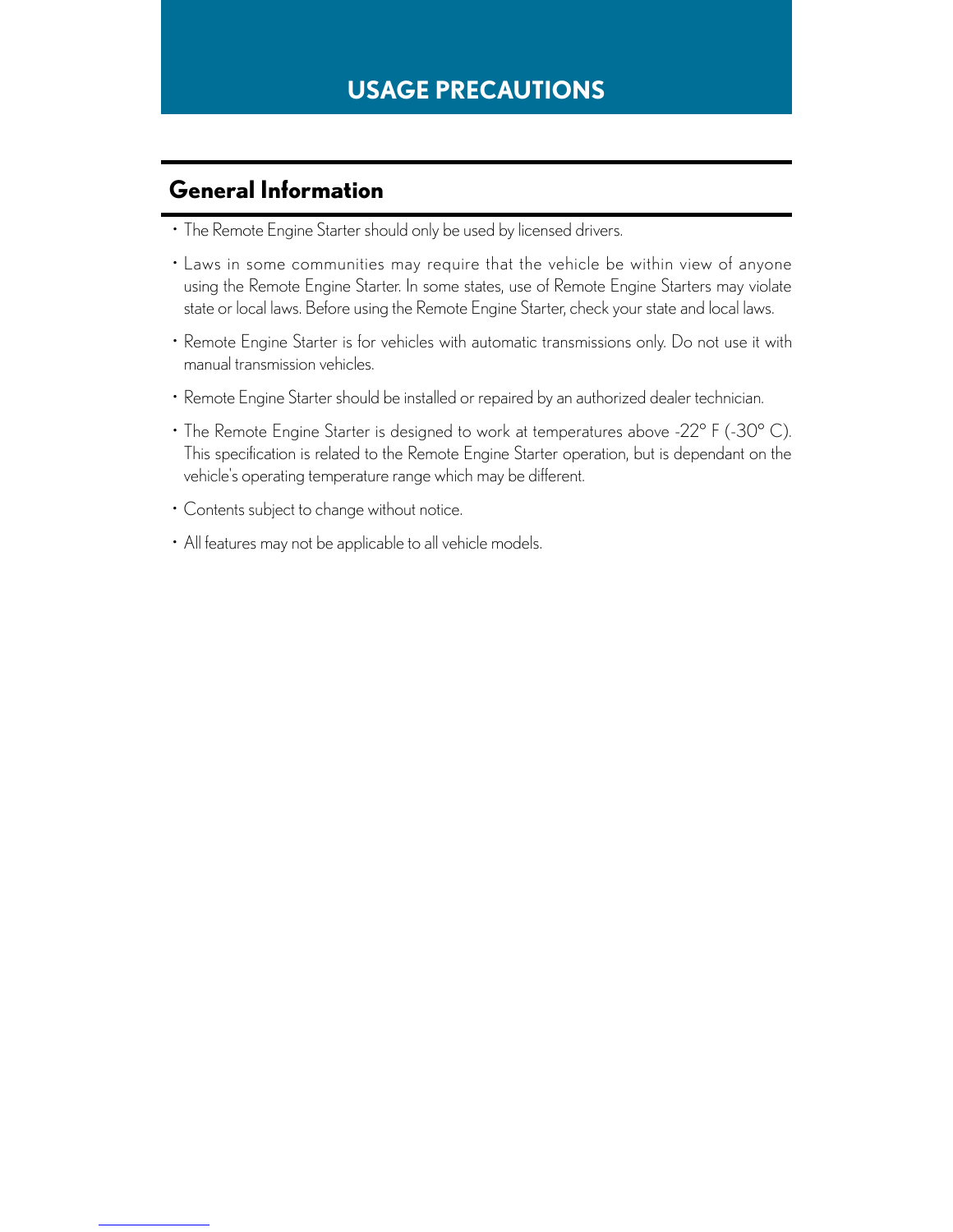# USAGE PRECAUTIONS

## General Information

- The Remote Engine Starter should only be used by licensed drivers.
- Laws in some communities may require that the vehicle be within view of anyone using the Remote Engine Starter. In some states, use of Remote Engine Starters may violate state or local laws. Before using the Remote Engine Starter, check your state and local laws.
- Remote Engine Starter is for vehicles with automatic transmissions only. Do not use it with manual transmission vehicles.
- Remote Engine Starter should be installed or repaired by an authorized dealer technician.
- The Remote Engine Starter is designed to work at temperatures above -22° F (-30° C). This specification is related to the Remote Engine Starter operation, but is dependant on the vehicle's operating temperature range which may be different.
- Contents subject to change without notice.
- All features may not be applicable to all vehicle models.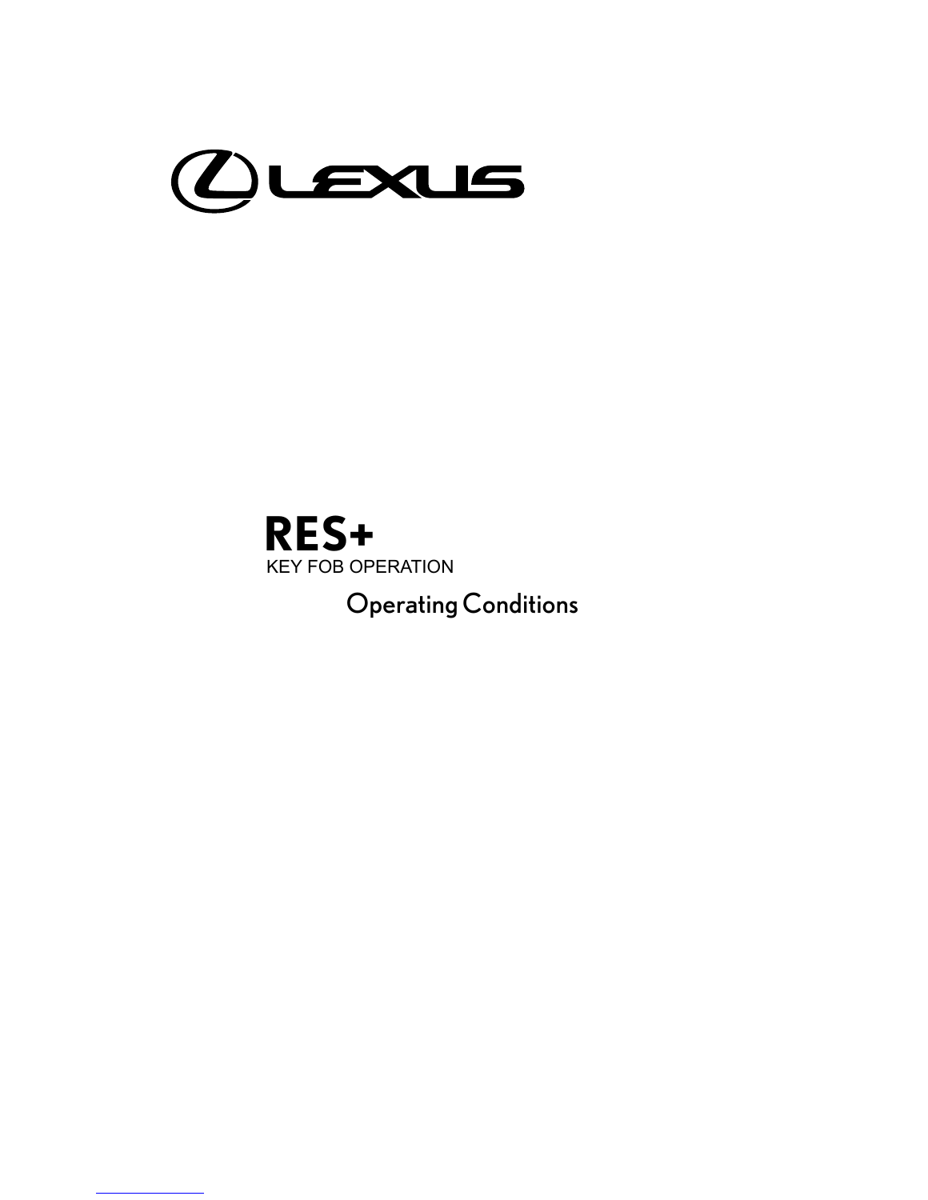# LEXUS

## RES+

KEY FOB OPERATION

### Operating Conditions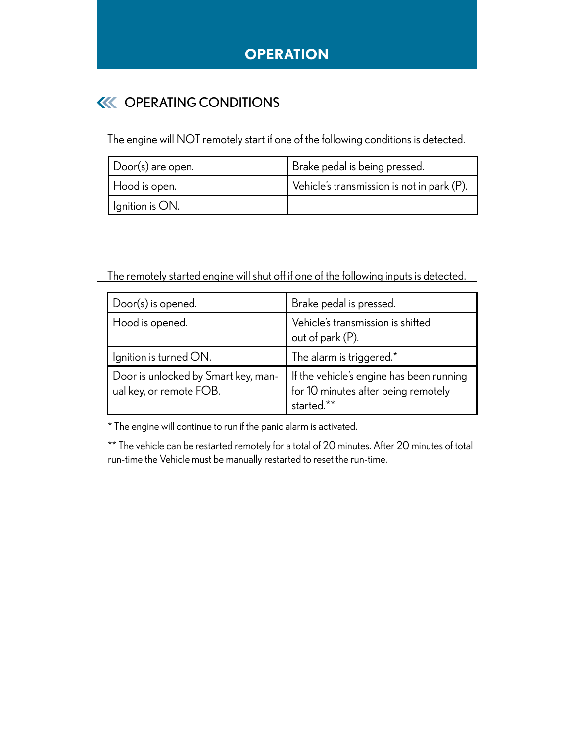# OPERATION

## OPERATING CONDITIONS

The engine will NOT remotely start if one of the following conditions is detected.

| | |
|---|---|
| Door(s) are open. | Brake pedal is being pressed. |
| Hood is open. | Vehicle's transmission is not in park (P). |
| Ignition is ON. | |

The remotely started engine will shut off if one of the following inputs is detected.

| | |
|---|---|
| Door(s) is opened. | Brake pedal is pressed. |
| Hood is opened. | Vehicle's transmission is shifted out of park (P). |
| Ignition is turned ON. | The alarm is triggered.* |
| Door is unlocked by Smart key, manual key, or remote FOB. | If the vehicle's engine has been running for 10 minutes after being remotely started.** |

* The engine will continue to run if the panic alarm is activated.

** The vehicle can be restarted remotely for a total of 20 minutes. After 20 minutes of total run-time the Vehicle must be manually restarted to reset the run-time.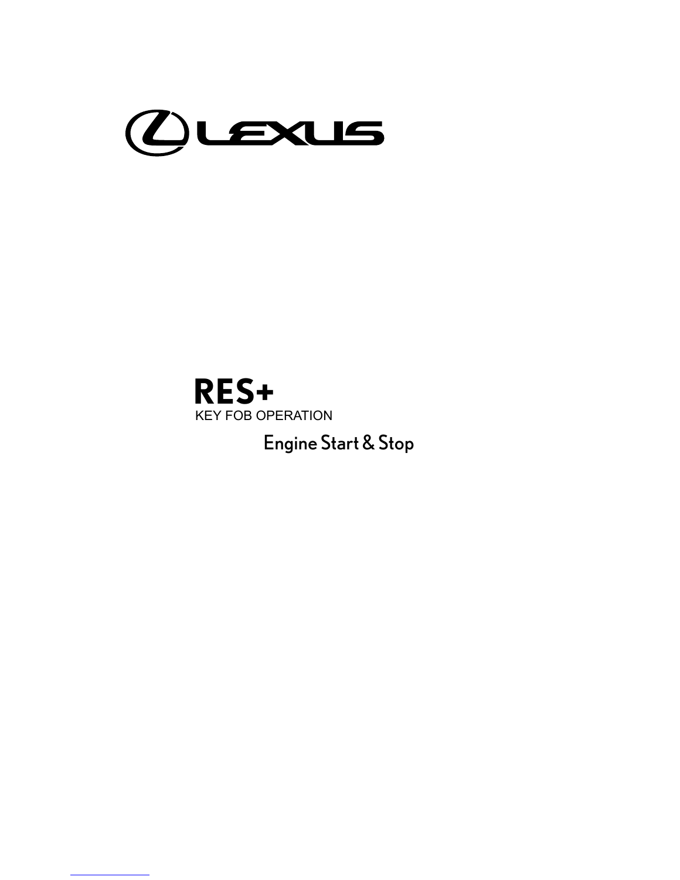LEXUS

# RES+

KEY FOB OPERATION

## Engine Start & Stop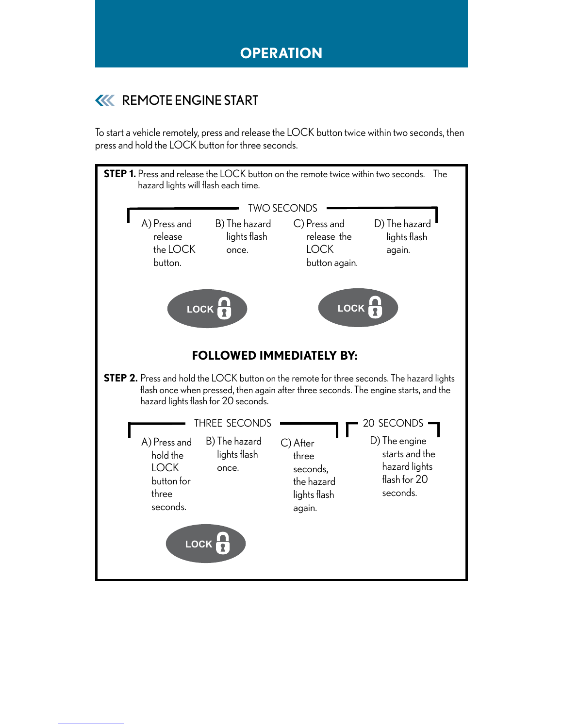# OPERATION

## REMOTE ENGINE START

To start a vehicle remotely, press and release the LOCK button twice within two seconds, then press and hold the LOCK button for three seconds.

**STEP 1.** Press and release the LOCK button on the remote twice within two seconds. The hazard lights will flash each time.

TWO SECONDS

A) Press and release the LOCK button.

B) The hazard lights flash once.

C) Press and release the LOCK button again.

D) The hazard lights flash again.

LOCK LOCK

**FOLLOWED IMMEDIATELY BY:**

**STEP 2.** Press and hold the LOCK button on the remote for three seconds. The hazard lights flash once when pressed, then again after three seconds. The engine starts, and the hazard lights flash for 20 seconds.

THREE SECONDS

A) Press and hold the LOCK button for three seconds.

B) The hazard lights flash once.

C) After three seconds, the hazard lights flash again.

20 SECONDS

D) The engine starts and the hazard lights flash for 20 seconds.

LOCK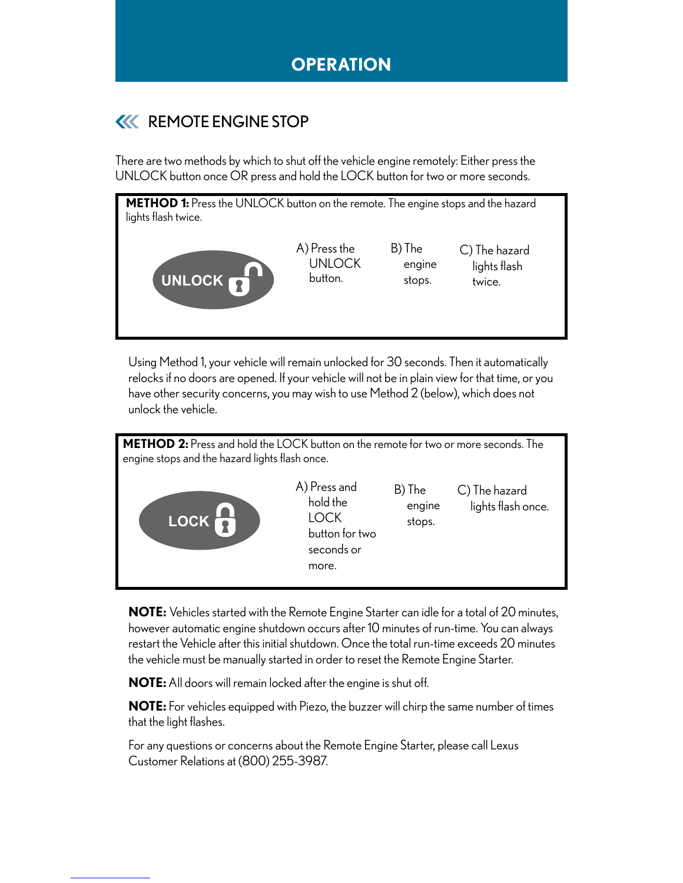# OPERATION

## REMOTE ENGINE STOP

There are two methods by which to shut off the vehicle engine remotely: Either press the UNLOCK button once OR press and hold the LOCK button for two or more seconds.

**METHOD 1:** Press the UNLOCK button on the remote. The engine stops and the hazard lights flash twice.

UNLOCK

A) Press the UNLOCK button.

B) The engine stops.

C) The hazard lights flash twice.

Using Method 1, your vehicle will remain unlocked for 30 seconds. Then it automatically relocks if no doors are opened. If your vehicle will not be in plain view for that time, or you have other security concerns, you may wish to use Method 2 (below), which does not unlock the vehicle.

**METHOD 2:** Press and hold the LOCK button on the remote for two or more seconds. The engine stops and the hazard lights flash once.

LOCK

A) Press and hold the LOCK button for two seconds or more.

B) The engine stops.

C) The hazard lights flash once.

**NOTE:** Vehicles started with the Remote Engine Starter can idle for a total of 20 minutes, however automatic engine shutdown occurs after 10 minutes of run-time. You can always restart the Vehicle after this initial shutdown. Once the total run-time exceeds 20 minutes the vehicle must be manually started in order to reset the Remote Engine Starter.

**NOTE:** All doors will remain locked after the engine is shut off.

**NOTE:** For vehicles equipped with Piezo, the buzzer will chirp the same number of times that the light flashes.

For any questions or concerns about the Remote Engine Starter, please call Lexus Customer Relations at (800) 255-3987.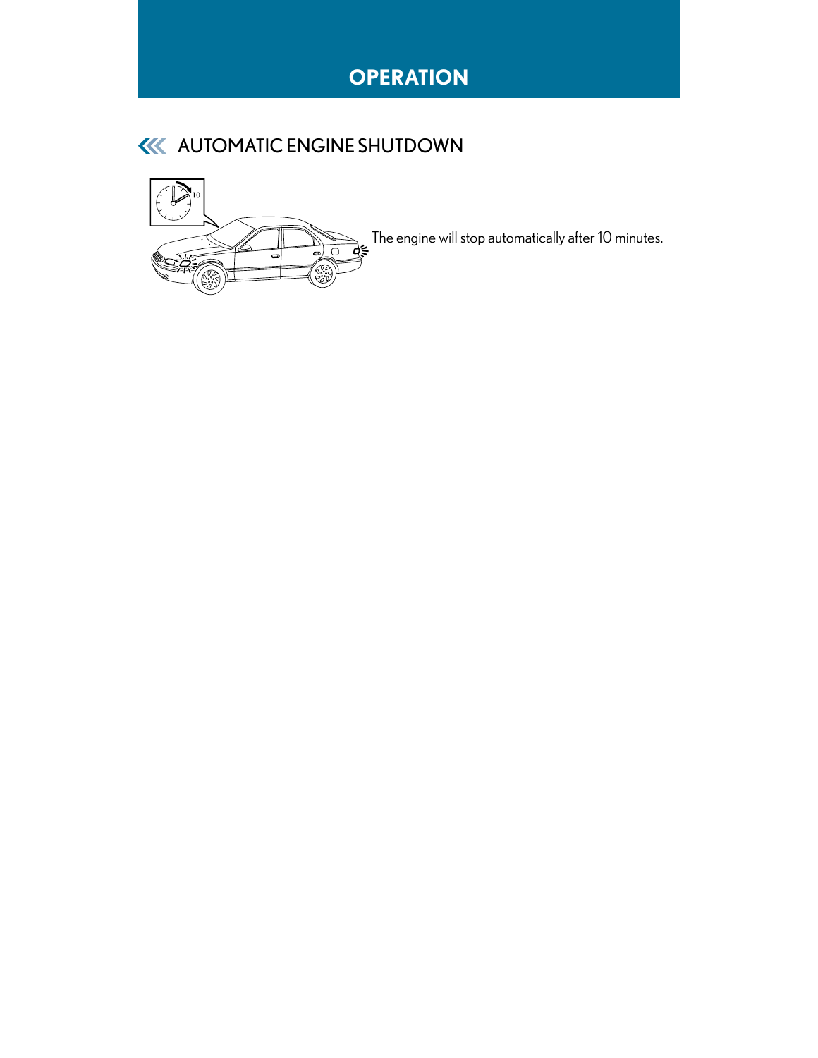# OPERATION

## AUTOMATIC ENGINE SHUTDOWN

The engine will stop automatically after 10 minutes.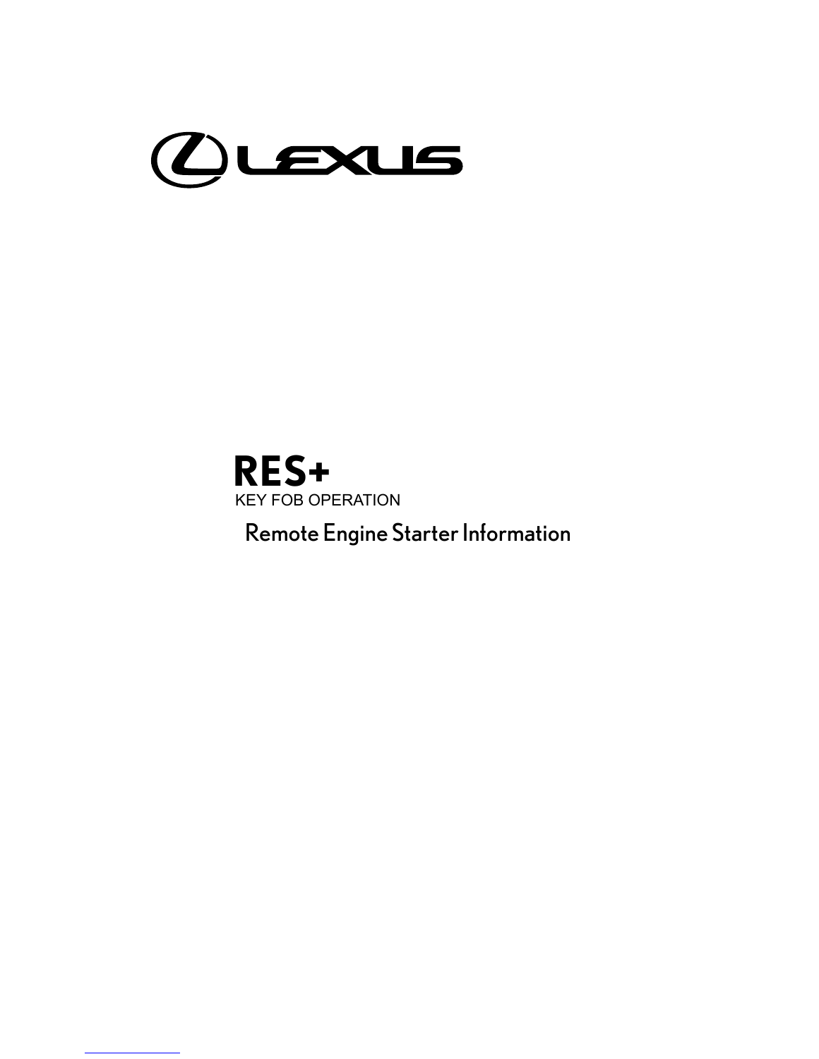LEXUS

# RES+

KEY FOB OPERATION

Remote Engine Starter Information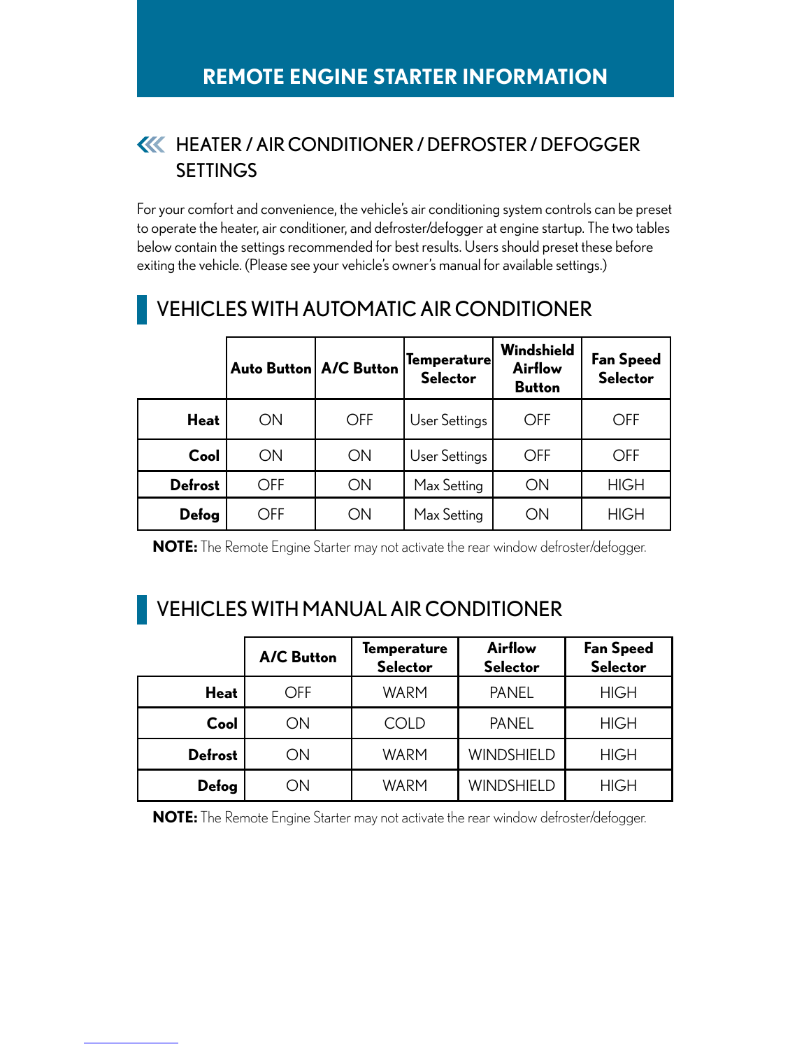# REMOTE ENGINE STARTER INFORMATION

## HEATER / AIR CONDITIONER / DEFROSTER / DEFOGGER SETTINGS

For your comfort and convenience, the vehicle's air conditioning system controls can be preset to operate the heater, air conditioner, and defroster/defogger at engine startup. The two tables below contain the settings recommended for best results. Users should preset these before exiting the vehicle. (Please see your vehicle's owner's manual for available settings.)

### VEHICLES WITH AUTOMATIC AIR CONDITIONER

| | Auto Button | A/C Button | Temperature Selector | Windshield Airflow Button | Fan Speed Selector |
|---|---|---|---|---|---|
| **Heat** | ON | OFF | User Settings | OFF | OFF |
| **Cool** | ON | ON | User Settings | OFF | OFF |
| **Defrost** | OFF | ON | Max Setting | ON | HIGH |
| **Defog** | OFF | ON | Max Setting | ON | HIGH |

**NOTE:** The Remote Engine Starter may not activate the rear window defroster/defogger.

### VEHICLES WITH MANUAL AIR CONDITIONER

| | A/C Button | Temperature Selector | Airflow Selector | Fan Speed Selector |
|---|---|---|---|---|
| **Heat** | OFF | WARM | PANEL | HIGH |
| **Cool** | ON | COLD | PANEL | HIGH |
| **Defrost** | ON | WARM | WINDSHIELD | HIGH |
| **Defog** | ON | WARM | WINDSHIELD | HIGH |

**NOTE:** The Remote Engine Starter may not activate the rear window defroster/defogger.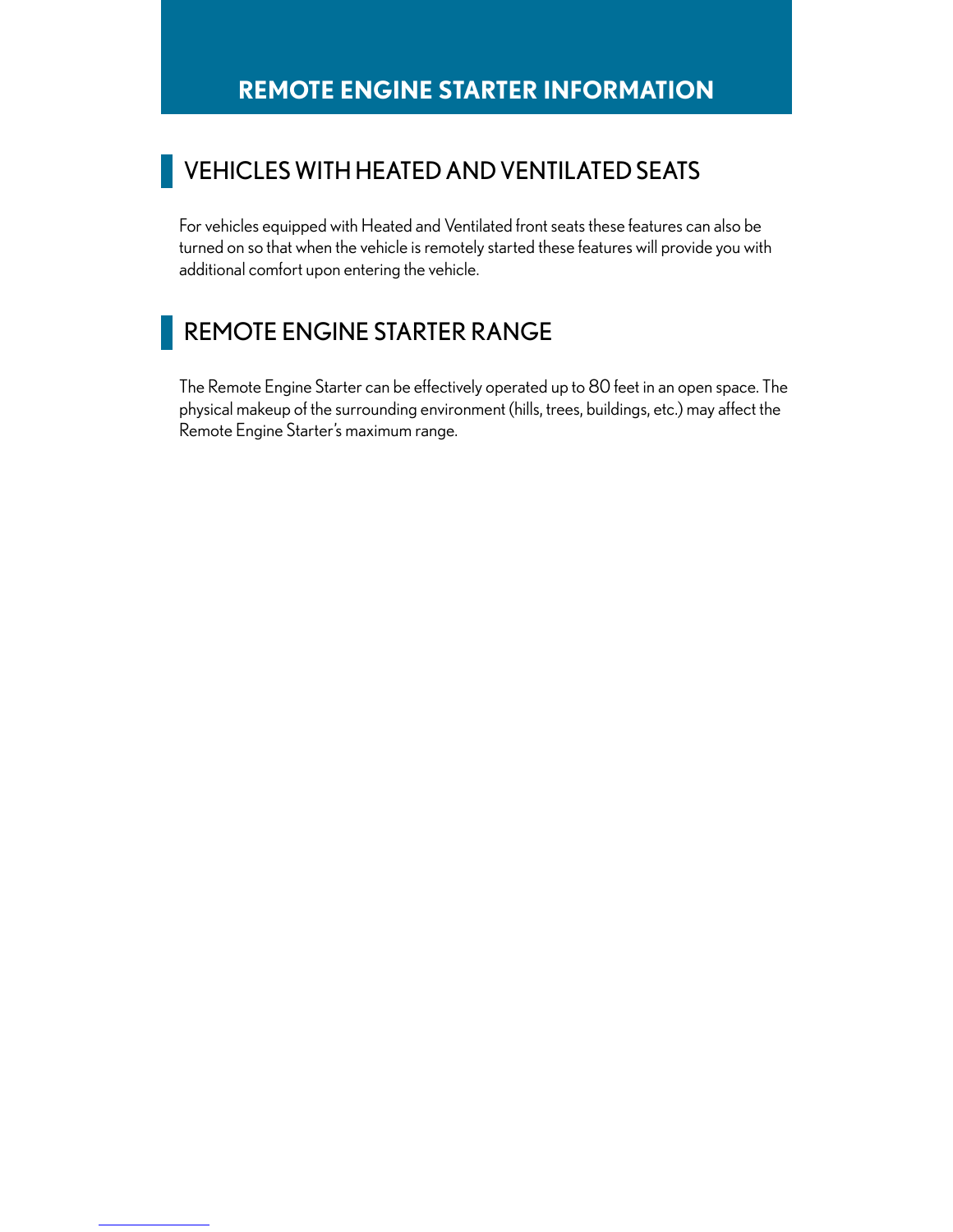# REMOTE ENGINE STARTER INFORMATION

## VEHICLES WITH HEATED AND VENTILATED SEATS

For vehicles equipped with Heated and Ventilated front seats these features can also be turned on so that when the vehicle is remotely started these features will provide you with additional comfort upon entering the vehicle.

## REMOTE ENGINE STARTER RANGE

The Remote Engine Starter can be effectively operated up to 80 feet in an open space. The physical makeup of the surrounding environment (hills, trees, buildings, etc.) may affect the Remote Engine Starter's maximum range.